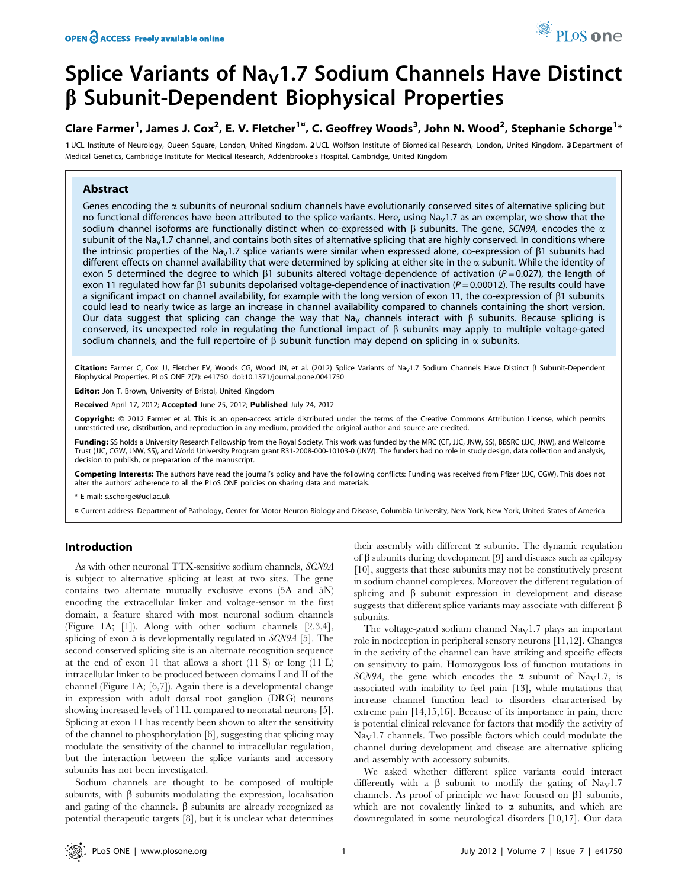# Splice Variants of $Na_V$1.7 Sodium Channels Have Distinct β Subunit-Dependent Biophysical Properties

**Clare Farmer[1], James J. Cox[2], E. V. Fletcher[1¤], C. Geoffrey Woods[3], John N. Wood[2], Stephanie Schorge[1]***

**1** UCL Institute of Neurology, Queen Square, London, United Kingdom, **2** UCL Wolfson Institute of Biomedical Research, London, United Kingdom, **3** Department of Medical Genetics, Cambridge Institute for Medical Research, Addenbrooke's Hospital, Cambridge, United Kingdom

## Abstract

Genes encoding the α subunits of neuronal sodium channels have evolutionarily conserved sites of alternative splicing but no functional differences have been attributed to the splice variants. Here, using $Na_V$1.7 as an exemplar, we show that the sodium channel isoforms are functionally distinct when co-expressed with β subunits. The gene, *SCN9A*, encodes the α subunit of the $Na_V$1.7 channel, and contains both sites of alternative splicing that are highly conserved. In conditions where the intrinsic properties of the $Na_V$1.7 splice variants were similar when expressed alone, co-expression of β1 subunits had different effects on channel availability that were determined by splicing at either site in the α subunit. While the identity of exon 5 determined the degree to which β1 subunits altered voltage-dependence of activation ($P = 0.027$), the length of exon 11 regulated how far β1 subunits depolarised voltage-dependence of inactivation ($P = 0.00012$). The results could have a significant impact on channel availability, for example with the long version of exon 11, the co-expression of β1 subunits could lead to nearly twice as large an increase in channel availability compared to channels containing the short version. Our data suggest that splicing can change the way that $Na_V$ channels interact with β subunits. Because splicing is conserved, its unexpected role in regulating the functional impact of β subunits may apply to multiple voltage-gated sodium channels, and the full repertoire of β subunit function may depend on splicing in α subunits.

**Citation:** Farmer C, Cox JJ, Fletcher EV, Woods CG, Wood JN, et al. (2012) Splice Variants of $Na_V$1.7 Sodium Channels Have Distinct β Subunit-Dependent Biophysical Properties. PLoS ONE 7(7): e41750. doi:10.1371/journal.pone.0041750

**Editor:** Jon T. Brown, University of Bristol, United Kingdom

**Received** April 17, 2012; **Accepted** June 25, 2012; **Published** July 24, 2012

**Copyright:** © 2012 Farmer et al. This is an open-access article distributed under the terms of the Creative Commons Attribution License, which permits unrestricted use, distribution, and reproduction in any medium, provided the original author and source are credited.

**Funding:** SS holds a University Research Fellowship from the Royal Society. This work was funded by the MRC (CF, JJC, JNW, SS), BBSRC (JJC, JNW), and Wellcome Trust (JJC, CGW, JNW, SS), and World University Program grant R31-2008-000-10103-0 (JNW). The funders had no role in study design, data collection and analysis, decision to publish, or preparation of the manuscript.

**Competing Interests:** The authors have read the journal's policy and have the following conflicts: Funding was received from Pfizer (JJC, CGW). This does not alter the authors' adherence to all the PLoS ONE policies on sharing data and materials.

* E-mail: s.schorge@ucl.ac.uk

¤ Current address: Department of Pathology, Center for Motor Neuron Biology and Disease, Columbia University, New York, New York, United States of America

## Introduction

As with other neuronal TTX-sensitive sodium channels, *SCN9A* is subject to alternative splicing at least at two sites. The gene contains two alternate mutually exclusive exons (5A and 5N) encoding the extracellular linker and voltage-sensor in the first domain, a feature shared with most neuronal sodium channels (Figure 1A; [1]). Along with other sodium channels [2,3,4], splicing of exon 5 is developmentally regulated in *SCN9A* [5]. The second conserved splicing site is an alternate recognition sequence at the end of exon 11 that allows a short (11 S) or long (11 L) intracellular linker to be produced between domains I and II of the channel (Figure 1A; [6,7]). Again there is a developmental change in expression with adult dorsal root ganglion (DRG) neurons showing increased levels of 11L compared to neonatal neurons [5]. Splicing at exon 11 has recently been shown to alter the sensitivity of the channel to phosphorylation [6], suggesting that splicing may modulate the sensitivity of the channel to intracellular regulation, but the interaction between the splice variants and accessory subunits has not been investigated.

Sodium channels are thought to be composed of multiple subunits, with β subunits modulating the expression, localisation and gating of the channels. β subunits are already recognized as potential therapeutic targets [8], but it is unclear what determines their assembly with different α subunits. The dynamic regulation of β subunits during development [9] and diseases such as epilepsy [10], suggests that these subunits may not be constitutively present in sodium channel complexes. Moreover the different regulation of splicing and β subunit expression in development and disease suggests that different splice variants may associate with different β subunits.

The voltage-gated sodium channel $Na_V$1.7 plays an important role in nociception in peripheral sensory neurons [11,12]. Changes in the activity of the channel can have striking and specific effects on sensitivity to pain. Homozygous loss of function mutations in *SCN9A*, the gene which encodes the α subunit of $Na_V$1.7, is associated with inability to feel pain [13], while mutations that increase channel function lead to disorders characterised by extreme pain [14,15,16]. Because of its importance in pain, there is potential clinical relevance for factors that modify the activity of $Na_V$1.7 channels. Two possible factors which could modulate the channel during development and disease are alternative splicing and assembly with accessory subunits.

We asked whether different splice variants could interact differently with a β subunit to modify the gating of $Na_V$1.7 channels. As proof of principle we have focused on β1 subunits, which are not covalently linked to α subunits, and which are downregulated in some neurological disorders [10,17]. Our data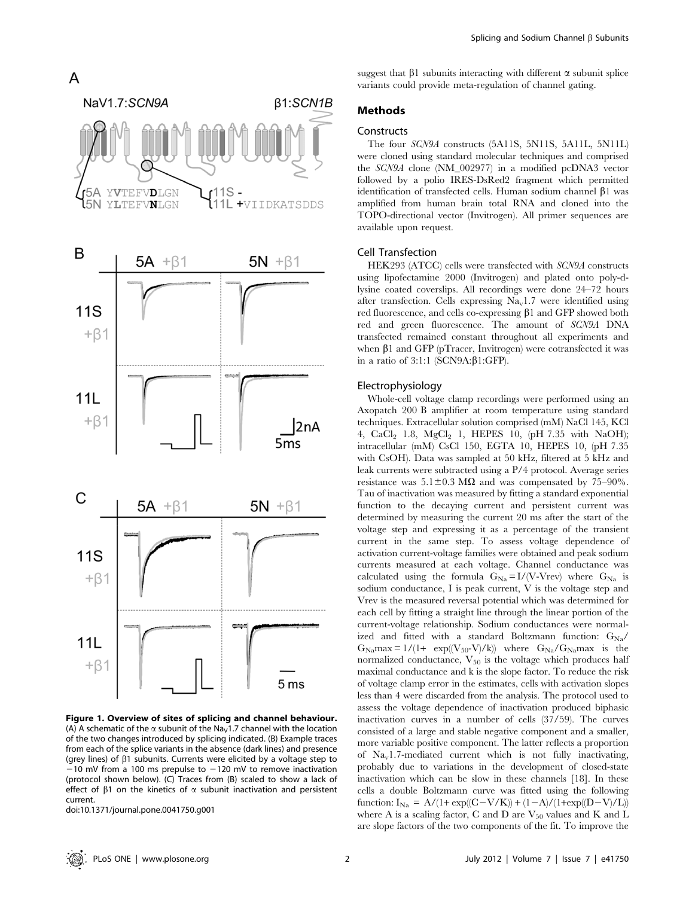**Figure 1. Overview of sites of splicing and channel behaviour.** (A) A schematic of the α subunit of the $Na_V1.7$ channel with the location of the two changes introduced by splicing indicated. (B) Example traces from each of the splice variants in the absence (dark lines) and presence (grey lines) of β1 subunits. Currents were elicited by a voltage step to −10 mV from a 100 ms prepulse to −120 mV to remove inactivation (protocol shown below). (C) Traces from (B) scaled to show a lack of effect of β1 on the kinetics of α subunit inactivation and persistent current.
doi:10.1371/journal.pone.0041750.g001

suggest that β1 subunits interacting with different α subunit splice variants could provide meta-regulation of channel gating.

## Methods

### Constructs

The four *SCN9A* constructs (5A11S, 5N11S, 5A11L, 5N11L) were cloned using standard molecular techniques and comprised the *SCN9A* clone (NM_002977) in a modified pcDNA3 vector followed by a polio IRES-DsRed2 fragment which permitted identification of transfected cells. Human sodium channel β1 was amplified from human brain total RNA and cloned into the TOPO-directional vector (Invitrogen). All primer sequences are available upon request.

### Cell Transfection

HEK293 (ATCC) cells were transfected with *SCN9A* constructs using lipofectamine 2000 (Invitrogen) and plated onto poly-d-lysine coated coverslips. All recordings were done 24–72 hours after transfection. Cells expressing $Na_v1.7$ were identified using red fluorescence, and cells co-expressing β1 and GFP showed both red and green fluorescence. The amount of *SCN9A* DNA transfected remained constant throughout all experiments and when β1 and GFP (pTracer, Invitrogen) were cotransfected it was in a ratio of 3:1:1 (SCN9A:β1:GFP).

### Electrophysiology

Whole-cell voltage clamp recordings were performed using an Axopatch 200 B amplifier at room temperature using standard techniques. Extracellular solution comprised (mM) NaCl 145, KCl 4, $CaCl_2$ 1.8, $MgCl_2$ 1, HEPES 10, (pH 7.35 with NaOH); intracellular (mM) CsCl 150, EGTA 10, HEPES 10, (pH 7.35 with CsOH). Data was sampled at 50 kHz, filtered at 5 kHz and leak currents were subtracted using a P/4 protocol. Average series resistance was 5.1±0.3 MΩ and was compensated by 75–90%. Tau of inactivation was measured by fitting a standard exponential function to the decaying current and persistent current was determined by measuring the current 20 ms after the start of the voltage step and expressing it as a percentage of the transient current in the same step. To assess voltage dependence of activation current-voltage families were obtained and peak sodium currents measured at each voltage. Channel conductance was calculated using the formula $G_{Na} = I/(V\text{-}Vrev)$ where $G_{Na}$ is sodium conductance, I is peak current, V is the voltage step and Vrev is the measured reversal potential which was determined for each cell by fitting a straight line through the linear portion of the current-voltage relationship. Sodium conductances were normalized and fitted with a standard Boltzmann function: $G_{Na}/G_{Na}max = 1/(1+\ \exp((V_{50}\text{-}V)/k))$ where $G_{Na}/G_{Na}max$ is the normalized conductance, $V_{50}$ is the voltage which produces half maximal conductance and k is the slope factor. To reduce the risk of voltage clamp error in the estimates, cells with activation slopes less than 4 were discarded from the analysis. The protocol used to assess the voltage dependence of inactivation produced biphasic inactivation curves in a number of cells (37/59). The curves consisted of a large and stable negative component and a smaller, more variable positive component. The latter reflects a proportion of $Na_v1.7$-mediated current which is not fully inactivating, probably due to variations in the development of closed-state inactivation which can be slow in these channels [18]. In these cells a double Boltzmann curve was fitted using the following function: $I_{Na} = A/(1+\exp((C-V/K)) + (1-A)/(1+\exp((D-V)/L))$ where A is a scaling factor, C and D are $V_{50}$ values and K and L are slope factors of the two components of the fit. To improve the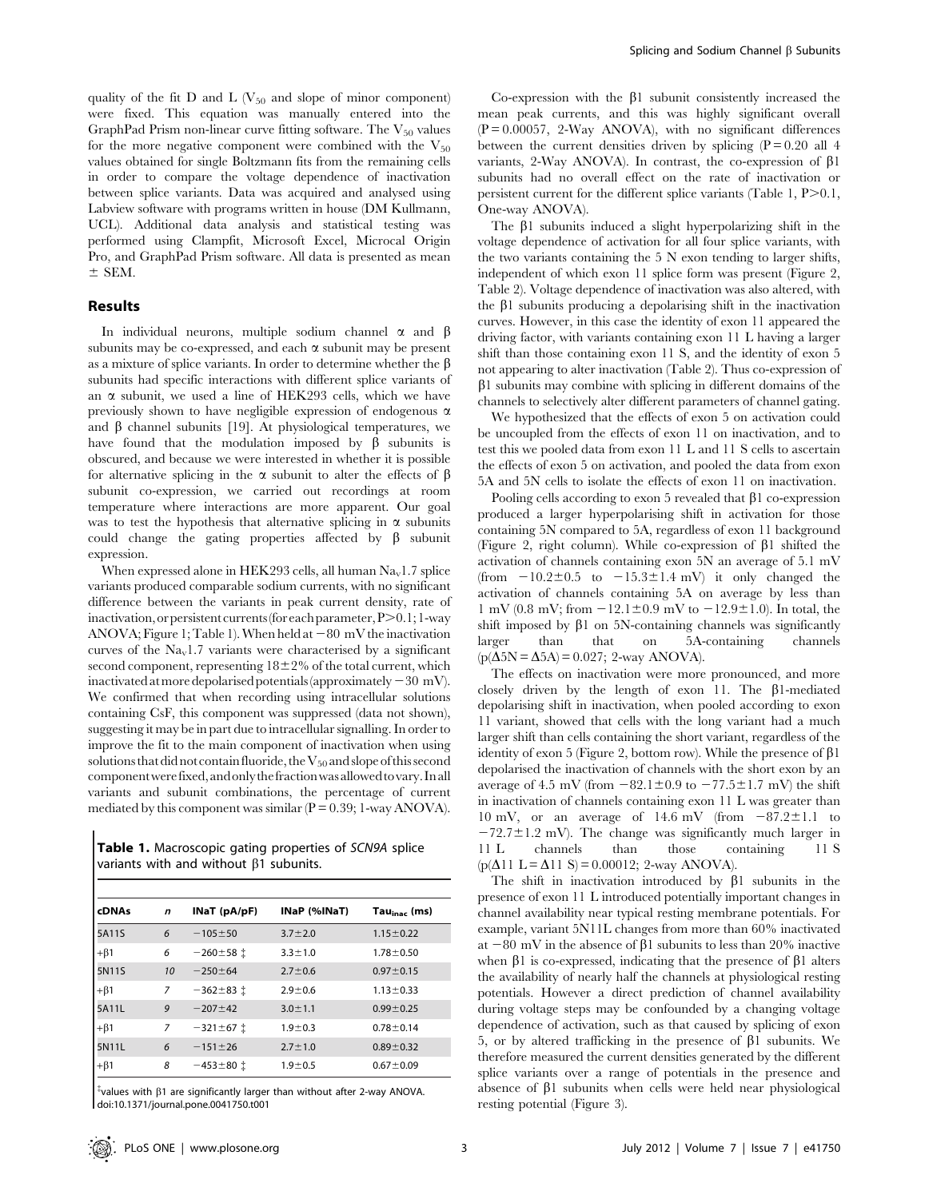quality of the fit D and L ($V_{50}$ and slope of minor component) were fixed. This equation was manually entered into the GraphPad Prism non-linear curve fitting software. The $V_{50}$ values for the more negative component were combined with the $V_{50}$ values obtained for single Boltzmann fits from the remaining cells in order to compare the voltage dependence of inactivation between splice variants. Data was acquired and analysed using Labview software with programs written in house (DM Kullmann, UCL). Additional data analysis and statistical testing was performed using Clampfit, Microsoft Excel, Microcal Origin Pro, and GraphPad Prism software. All data is presented as mean ± SEM.

## Results

In individual neurons, multiple sodium channel α and β subunits may be co-expressed, and each α subunit may be present as a mixture of splice variants. In order to determine whether the β subunits had specific interactions with different splice variants of an α subunit, we used a line of HEK293 cells, which we have previously shown to have negligible expression of endogenous α and β channel subunits [19]. At physiological temperatures, we have found that the modulation imposed by β subunits is obscured, and because we were interested in whether it is possible for alternative splicing in the α subunit to alter the effects of β subunit co-expression, we carried out recordings at room temperature where interactions are more apparent. Our goal was to test the hypothesis that alternative splicing in α subunits could change the gating properties affected by β subunit expression.

When expressed alone in HEK293 cells, all human $Na_v1.7$ splice variants produced comparable sodium currents, with no significant difference between the variants in peak current density, rate of inactivation, or persistent currents (for each parameter, $P>0.1$; 1-way ANOVA; Figure 1; Table 1). When held at −80 mV the inactivation curves of the $Na_v1.7$ variants were characterised by a significant second component, representing 18±2% of the total current, which inactivated at more depolarised potentials (approximately −30 mV). We confirmed that when recording using intracellular solutions containing CsF, this component was suppressed (data not shown), suggesting it may be in part due to intracellular signalling. In order to improve the fit to the main component of inactivation when using solutions that did not contain fluoride, the $V_{50}$ and slope of this second component were fixed, and only the fraction was allowed to vary. In all variants and subunit combinations, the percentage of current mediated by this component was similar ($P = 0.39$; 1-way ANOVA).

**Table 1.** Macroscopic gating properties of *SCN9A* splice variants with and without β1 subunits.

| cDNAs | *n* | INaT (pA/pF) | INaP (%INaT) | $Tau_{inac}$ (ms) |
|---|---|---|---|---|
| 5A11S | 6 | −105±50 | 3.7±2.0 | 1.15±0.22 |
| +β1 | 6 | −260±58 ‡ | 3.3±1.0 | 1.78±0.50 |
| 5N11S | 10 | −250±64 | 2.7±0.6 | 0.97±0.15 |
| +β1 | 7 | −362±83 ‡ | 2.9±0.6 | 1.13±0.33 |
| 5A11L | 9 | −207±42 | 3.0±1.1 | 0.99±0.25 |
| +β1 | 7 | −321±67 ‡ | 1.9±0.3 | 0.78±0.14 |
| 5N11L | 6 | −151±26 | 2.7±1.0 | 0.89±0.32 |
| +β1 | 8 | −453±80 ‡ | 1.9±0.5 | 0.67±0.09 |

‡values with β1 are significantly larger than without after 2-way ANOVA.
doi:10.1371/journal.pone.0041750.t001

Co-expression with the β1 subunit consistently increased the mean peak currents, and this was highly significant overall ($P = 0.00057$, 2-Way ANOVA), with no significant differences between the current densities driven by splicing ($P = 0.20$ all 4 variants, 2-Way ANOVA). In contrast, the co-expression of β1 subunits had no overall effect on the rate of inactivation or persistent current for the different splice variants (Table 1, $P>0.1$, One-way ANOVA).

The β1 subunits induced a slight hyperpolarizing shift in the voltage dependence of activation for all four splice variants, with the two variants containing the 5 N exon tending to larger shifts, independent of which exon 11 splice form was present (Figure 2, Table 2). Voltage dependence of inactivation was also altered, with the β1 subunits producing a depolarising shift in the inactivation curves. However, in this case the identity of exon 11 appeared the driving factor, with variants containing exon 11 L having a larger shift than those containing exon 11 S, and the identity of exon 5 not appearing to alter inactivation (Table 2). Thus co-expression of β1 subunits may combine with splicing in different domains of the channels to selectively alter different parameters of channel gating.

We hypothesized that the effects of exon 5 on activation could be uncoupled from the effects of exon 11 on inactivation, and to test this we pooled data from exon 11 L and 11 S cells to ascertain the effects of exon 5 on activation, and pooled the data from exon 5A and 5N cells to isolate the effects of exon 11 on inactivation.

Pooling cells according to exon 5 revealed that β1 co-expression produced a larger hyperpolarising shift in activation for those containing 5N compared to 5A, regardless of exon 11 background (Figure 2, right column). While co-expression of β1 shifted the activation of channels containing exon 5N an average of 5.1 mV (from −10.2±0.5 to −15.3±1.4 mV) it only changed the activation of channels containing 5A on average by less than 1 mV (0.8 mV; from −12.1±0.9 mV to −12.9±1.0). In total, the shift imposed by β1 on 5N-containing channels was significantly larger than that on 5A-containing channels ($p(\Delta 5N = \Delta 5A) = 0.027$; 2-way ANOVA).

The effects on inactivation were more pronounced, and more closely driven by the length of exon 11. The β1-mediated depolarising shift in inactivation, when pooled according to exon 11 variant, showed that cells with the long variant had a much larger shift than cells containing the short variant, regardless of the identity of exon 5 (Figure 2, bottom row). While the presence of β1 depolarised the inactivation of channels with the short exon by an average of 4.5 mV (from −82.1±0.9 to −77.5±1.7 mV) the shift in inactivation of channels containing exon 11 L was greater than 10 mV, or an average of 14.6 mV (from −87.2±1.1 to −72.7±1.2 mV). The change was significantly much larger in 11 L channels than those containing 11 S ($p(\Delta 11\ L = \Delta 11\ S) = 0.00012$; 2-way ANOVA).

The shift in inactivation introduced by β1 subunits in the presence of exon 11 L introduced potentially important changes in channel availability near typical resting membrane potentials. For example, variant 5N11L changes from more than 60% inactivated at −80 mV in the absence of β1 subunits to less than 20% inactive when β1 is co-expressed, indicating that the presence of β1 alters the availability of nearly half the channels at physiological resting potentials. However a direct prediction of channel availability during voltage steps may be confounded by a changing voltage dependence of activation, such as that caused by splicing of exon 5, or by altered trafficking in the presence of β1 subunits. We therefore measured the current densities generated by the different splice variants over a range of potentials in the presence and absence of β1 subunits when cells were held near physiological resting potential (Figure 3).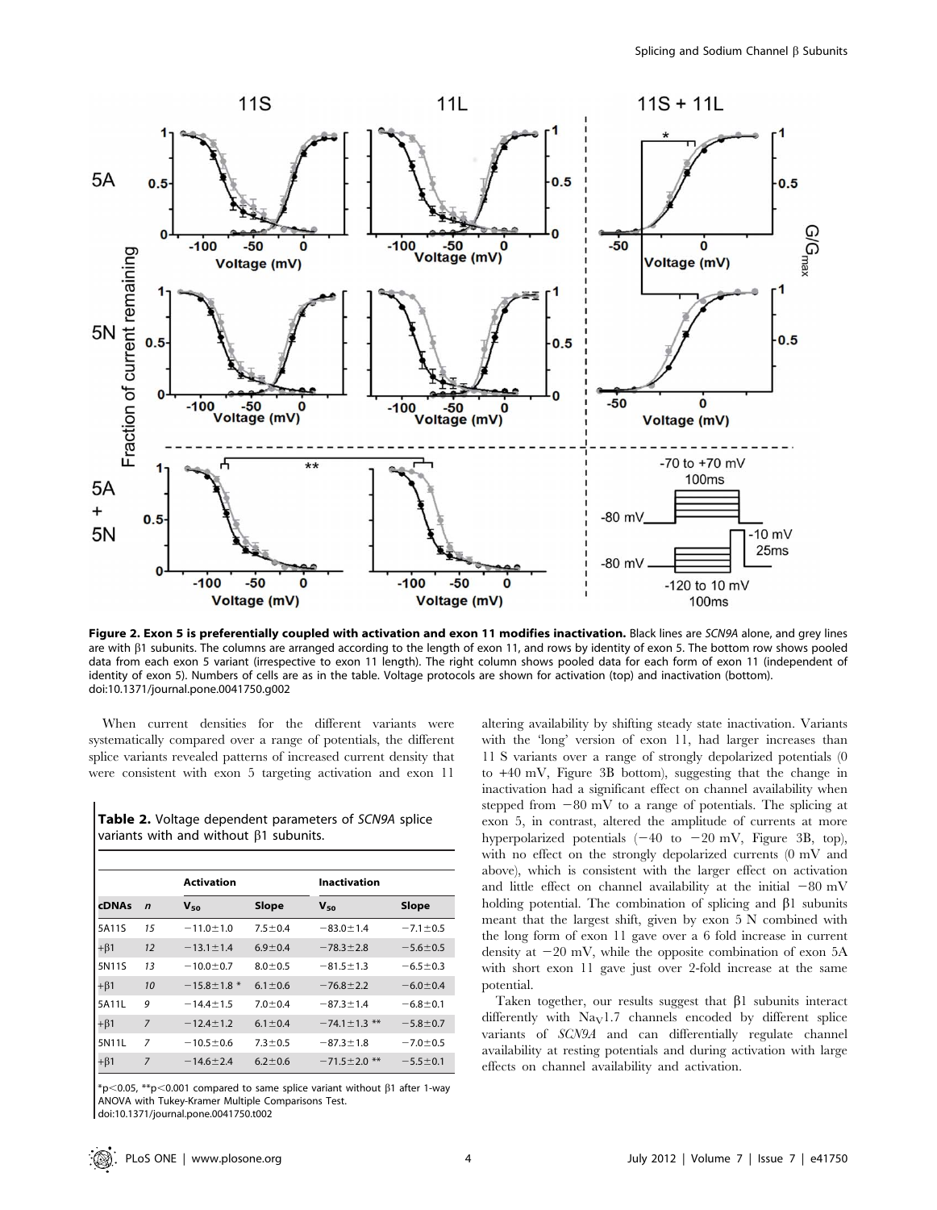**Figure 2. Exon 5 is preferentially coupled with activation and exon 11 modifies inactivation.** Black lines are *SCN9A* alone, and grey lines are with β1 subunits. The columns are arranged according to the length of exon 11, and rows by identity of exon 5. The bottom row shows pooled data from each exon 5 variant (irrespective to exon 11 length). The right column shows pooled data for each form of exon 11 (independent of identity of exon 5). Numbers of cells are as in the table. Voltage protocols are shown for activation (top) and inactivation (bottom).
doi:10.1371/journal.pone.0041750.g002

When current densities for the different variants were systematically compared over a range of potentials, the different splice variants revealed patterns of increased current density that were consistent with exon 5 targeting activation and exon 11 altering availability by shifting steady state inactivation. Variants with the 'long' version of exon 11, had larger increases than 11 S variants over a range of strongly depolarized potentials (0 to +40 mV, Figure 3B bottom), suggesting that the change in inactivation had a significant effect on channel availability when stepped from −80 mV to a range of potentials. The splicing at exon 5, in contrast, altered the amplitude of currents at more hyperpolarized potentials (−40 to −20 mV, Figure 3B, top), with no effect on the strongly depolarized currents (0 mV and above), which is consistent with the larger effect on activation and little effect on channel availability at the initial −80 mV holding potential. The combination of splicing and β1 subunits meant that the largest shift, given by exon 5 N combined with the long form of exon 11 gave over a 6 fold increase in current density at −20 mV, while the opposite combination of exon 5A with short exon 11 gave just over 2-fold increase at the same potential.

Taken together, our results suggest that β1 subunits interact differently with $Na_V1.7$ channels encoded by different splice variants of *SCN9A* and can differentially regulate channel availability at resting potentials and during activation with large effects on channel availability and activation.

**Table 2.** Voltage dependent parameters of *SCN9A* splice variants with and without β1 subunits.

| | | Activation | | Inactivation | |
|---|---|---|---|---|---|
| cDNAs | *n* | $V_{50}$ | Slope | $V_{50}$ | Slope |
| 5A11S | 15 | −11.0±1.0 | 7.5±0.4 | −83.0±1.4 | −7.1±0.5 |
| +β1 | 12 | −13.1±1.4 | 6.9±0.4 | −78.3±2.8 | −5.6±0.5 |
| 5N11S | 13 | −10.0±0.7 | 8.0±0.5 | −81.5±1.3 | −6.5±0.3 |
| +β1 | 10 | −15.8±1.8 * | 6.1±0.6 | −76.8±2.2 | −6.0±0.4 |
| 5A11L | 9 | −14.4±1.5 | 7.0±0.4 | −87.3±1.4 | −6.8±0.1 |
| +β1 | 7 | −12.4±1.2 | 6.1±0.4 | −74.1±1.3 ** | −5.8±0.7 |
| 5N11L | 7 | −10.5±0.6 | 7.3±0.5 | −87.3±1.8 | −7.0±0.5 |
| +β1 | 7 | −14.6±2.4 | 6.2±0.6 | −71.5±2.0 ** | −5.5±0.1 |

*$p<0.05$, **$p<0.001$ compared to same splice variant without β1 after 1-way ANOVA with Tukey-Kramer Multiple Comparisons Test.
doi:10.1371/journal.pone.0041750.t002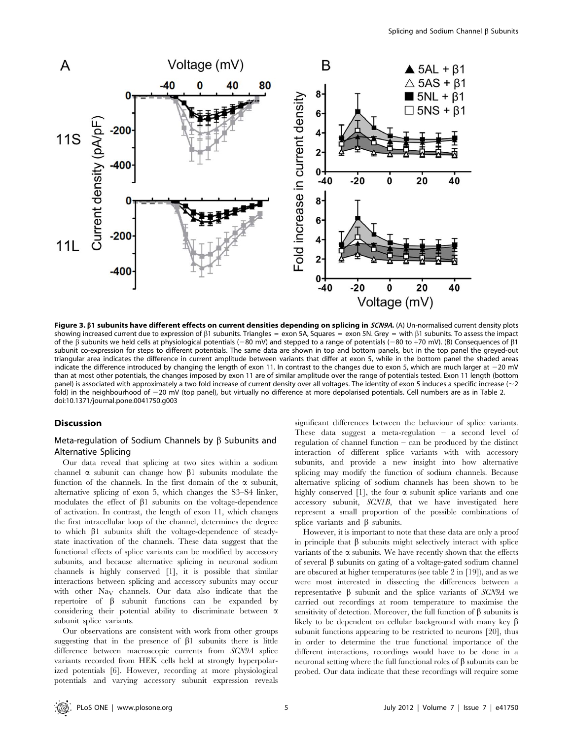**Figure 3. β1 subunits have different effects on current densities depending on splicing in *SCN9A*.** (A) Un-normalised current density plots showing increased current due to expression of β1 subunits. Triangles = exon 5A, Squares = exon 5N. Grey = with β1 subunits. To assess the impact of the β subunits we held cells at physiological potentials (−80 mV) and stepped to a range of potentials (−80 to +70 mV). (B) Consequences of β1 subunit co-expression for steps to different potentials. The same data are shown in top and bottom panels, but in the top panel the greyed-out triangular area indicates the difference in current amplitude between variants that differ at exon 5, while in the bottom panel the shaded areas indicate the difference introduced by changing the length of exon 11. In contrast to the changes due to exon 5, which are much larger at −20 mV than at most other potentials, the changes imposed by exon 11 are of similar amplitude over the range of potentials tested. Exon 11 length (bottom panel) is associated with approximately a two fold increase of current density over all voltages. The identity of exon 5 induces a specific increase (~2 fold) in the neighbourhood of −20 mV (top panel), but virtually no difference at more depolarised potentials. Cell numbers are as in Table 2.
doi:10.1371/journal.pone.0041750.g003

## Discussion

### Meta-regulation of Sodium Channels by β Subunits and Alternative Splicing

Our data reveal that splicing at two sites within a sodium channel α subunit can change how β1 subunits modulate the function of the channels. In the first domain of the α subunit, alternative splicing of exon 5, which changes the S3–S4 linker, modulates the effect of β1 subunits on the voltage-dependence of activation. In contrast, the length of exon 11, which changes the first intracellular loop of the channel, determines the degree to which β1 subunits shift the voltage-dependence of steady-state inactivation of the channels. These data suggest that the functional effects of splice variants can be modified by accessory subunits, and because alternative splicing in neuronal sodium channels is highly conserved [1], it is possible that similar interactions between splicing and accessory subunits may occur with other $Na_V$ channels. Our data also indicate that the repertoire of β subunit functions can be expanded by considering their potential ability to discriminate between α subunit splice variants.

Our observations are consistent with work from other groups suggesting that in the presence of β1 subunits there is little difference between macroscopic currents from *SCN9A* splice variants recorded from HEK cells held at strongly hyperpolarized potentials [6]. However, recording at more physiological potentials and varying accessory subunit expression reveals significant differences between the behaviour of splice variants. These data suggest a meta-regulation – a second level of regulation of channel function – can be produced by the distinct interaction of different splice variants with with accessory subunits, and provide a new insight into how alternative splicing may modify the function of sodium channels. Because alternative splicing of sodium channels has been shown to be highly conserved [1], the four α subunit splice variants and one accessory subunit, *SCN1B*, that we have investigated here represent a small proportion of the possible combinations of splice variants and β subunits.

However, it is important to note that these data are only a proof in principle that β subunits might selectively interact with splice variants of the α subunits. We have recently shown that the effects of several β subunits on gating of a voltage-gated sodium channel are obscured at higher temperatures (see table 2 in [19]), and as we were most interested in dissecting the differences between a representative β subunit and the splice variants of *SCN9A* we carried out recordings at room temperature to maximise the sensitivity of detection. Moreover, the full function of β subunits is likely to be dependent on cellular background with many key β subunit functions appearing to be restricted to neurons [20], thus in order to determine the true functional importance of the different interactions, recordings would have to be done in a neuronal setting where the full functional roles of β subunits can be probed. Our data indicate that these recordings will require some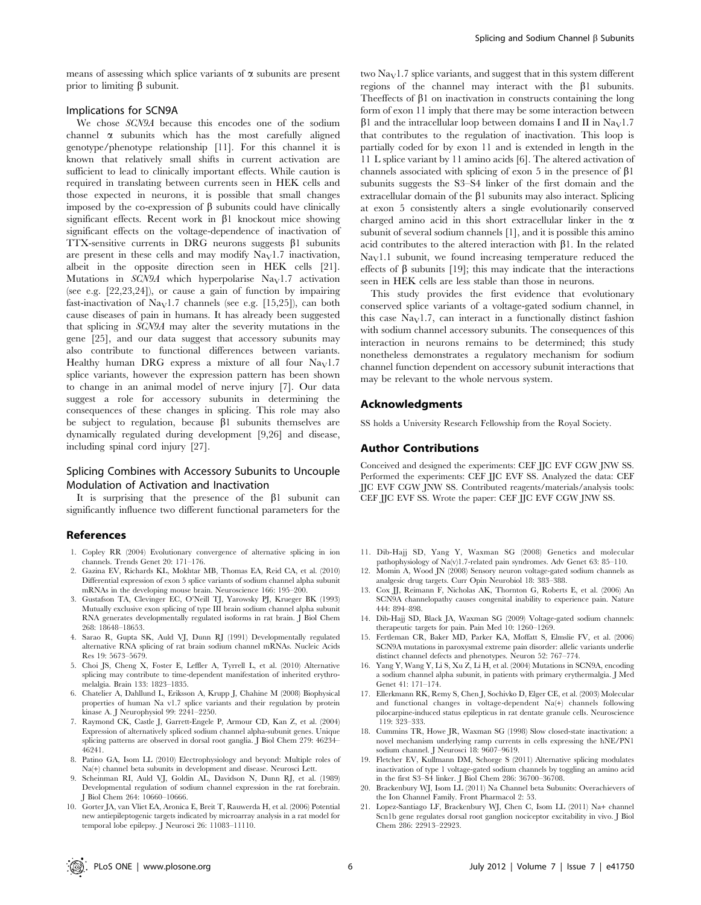means of assessing which splice variants of α subunits are present prior to limiting β subunit.

### Implications for SCN9A

We chose *SCN9A* because this encodes one of the sodium channel α subunits which has the most carefully aligned genotype/phenotype relationship [11]. For this channel it is known that relatively small shifts in current activation are sufficient to lead to clinically important effects. While caution is required in translating between currents seen in HEK cells and those expected in neurons, it is possible that small changes imposed by the co-expression of β subunits could have clinically significant effects. Recent work in β1 knockout mice showing significant effects on the voltage-dependence of inactivation of TTX-sensitive currents in DRG neurons suggests β1 subunits are present in these cells and may modify $Na_V1.7$ inactivation, albeit in the opposite direction seen in HEK cells [21]. Mutations in *SCN9A* which hyperpolarise $Na_V1.7$ activation (see e.g. [22,23,24]), or cause a gain of function by impairing fast-inactivation of $Na_V1.7$ channels (see e.g. [15,25]), can both cause diseases of pain in humans. It has already been suggested that splicing in *SCN9A* may alter the severity mutations in the gene [25], and our data suggest that accessory subunits may also contribute to functional differences between variants. Healthy human DRG express a mixture of all four $Na_V1.7$ splice variants, however the expression pattern has been shown to change in an animal model of nerve injury [7]. Our data suggest a role for accessory subunits in determining the consequences of these changes in splicing. This role may also be subject to regulation, because β1 subunits themselves are dynamically regulated during development [9,26] and disease, including spinal cord injury [27].

### Splicing Combines with Accessory Subunits to Uncouple Modulation of Activation and Inactivation

It is surprising that the presence of the β1 subunit can significantly influence two different functional parameters for the two $Na_V1.7$ splice variants, and suggest that in this system different regions of the channel may interact with the β1 subunits. Theeffects of β1 on inactivation in constructs containing the long form of exon 11 imply that there may be some interaction between β1 and the intracellular loop between domains I and II in $Na_V1.7$ that contributes to the regulation of inactivation. This loop is partially coded for by exon 11 and is extended in length in the 11 L splice variant by 11 amino acids [6]. The altered activation of channels associated with splicing of exon 5 in the presence of β1 subunits suggests the S3–S4 linker of the first domain and the extracellular domain of the β1 subunits may also interact. Splicing at exon 5 consistently alters a single evolutionarily conserved charged amino acid in this short extracellular linker in the α subunit of several sodium channels [1], and it is possible this amino acid contributes to the altered interaction with β1. In the related $Na_V1.1$ subunit, we found increasing temperature reduced the effects of β subunits [19]; this may indicate that the interactions seen in HEK cells are less stable than those in neurons.

This study provides the first evidence that evolutionary conserved splice variants of a voltage-gated sodium channel, in this case $Na_V1.7$, can interact in a functionally distinct fashion with sodium channel accessory subunits. The consequences of this interaction in neurons remains to be determined; this study nonetheless demonstrates a regulatory mechanism for sodium channel function dependent on accessory subunit interactions that may be relevant to the whole nervous system.

## Acknowledgments

SS holds a University Research Fellowship from the Royal Society.

## Author Contributions

Conceived and designed the experiments: CEF JJC EVF CGW JNW SS. Performed the experiments: CEF JJC EVF SS. Analyzed the data: CEF JJC EVF CGW JNW SS. Contributed reagents/materials/analysis tools: CEF JJC EVF SS. Wrote the paper: CEF JJC EVF CGW JNW SS.

## References

1. Copley RR (2004) Evolutionary convergence of alternative splicing in ion channels. Trends Genet 20: 171–176.
2. Gazina EV, Richards KL, Mokhtar MB, Thomas EA, Reid CA, et al. (2010) Differential expression of exon 5 splice variants of sodium channel alpha subunit mRNAs in the developing mouse brain. Neuroscience 166: 195–200.
3. Gustafson TA, Clevinger EC, O'Neill TJ, Yarowsky PJ, Krueger BK (1993) Mutually exclusive exon splicing of type III brain sodium channel alpha subunit RNA generates developmentally regulated isoforms in rat brain. J Biol Chem 268: 18648–18653.
4. Sarao R, Gupta SK, Auld VJ, Dunn RJ (1991) Developmentally regulated alternative RNA splicing of rat brain sodium channel mRNAs. Nucleic Acids Res 19: 5673–5679.
5. Choi JS, Cheng X, Foster E, Leffler A, Tyrrell L, et al. (2010) Alternative splicing may contribute to time-dependent manifestation of inherited erythromelalgia. Brain 133: 1823–1835.
6. Chatelier A, Dahllund L, Eriksson A, Krupp J, Chahine M (2008) Biophysical properties of human Na v1.7 splice variants and their regulation by protein kinase A. J Neurophysiol 99: 2241–2250.
7. Raymond CK, Castle J, Garrett-Engele P, Armour CD, Kan Z, et al. (2004) Expression of alternatively spliced sodium channel alpha-subunit genes. Unique splicing patterns are observed in dorsal root ganglia. J Biol Chem 279: 46234–46241.
8. Patino GA, Isom LL (2010) Electrophysiology and beyond: Multiple roles of Na(+) channel beta subunits in development and disease. Neurosci Lett.
9. Scheinman RI, Auld VJ, Goldin AL, Davidson N, Dunn RJ, et al. (1989) Developmental regulation of sodium channel expression in the rat forebrain. J Biol Chem 264: 10660–10666.
10. Gorter JA, van Vliet EA, Aronica E, Breit T, Rauwerda H, et al. (2006) Potential new antiepileptogenic targets indicated by microarray analysis in a rat model for temporal lobe epilepsy. J Neurosci 26: 11083–11110.
11. Dib-Hajj SD, Yang Y, Waxman SG (2008) Genetics and molecular pathophysiology of Na(v)1.7-related pain syndromes. Adv Genet 63: 85–110.
12. Momin A, Wood JN (2008) Sensory neuron voltage-gated sodium channels as analgesic drug targets. Curr Opin Neurobiol 18: 383–388.
13. Cox JJ, Reimann F, Nicholas AK, Thornton G, Roberts E, et al. (2006) An SCN9A channelopathy causes congenital inability to experience pain. Nature 444: 894–898.
14. Dib-Hajj SD, Black JA, Waxman SG (2009) Voltage-gated sodium channels: therapeutic targets for pain. Pain Med 10: 1260–1269.
15. Fertleman CR, Baker MD, Parker KA, Moffatt S, Elmslie FV, et al. (2006) SCN9A mutations in paroxysmal extreme pain disorder: allelic variants underlie distinct channel defects and phenotypes. Neuron 52: 767–774.
16. Yang Y, Wang Y, Li S, Xu Z, Li H, et al. (2004) Mutations in SCN9A, encoding a sodium channel alpha subunit, in patients with primary erythermalgia. J Med Genet 41: 171–174.
17. Ellerkmann RK, Remy S, Chen J, Sochivko D, Elger CE, et al. (2003) Molecular and functional changes in voltage-dependent Na(+) channels following pilocarpine-induced status epilepticus in rat dentate granule cells. Neuroscience 119: 323–333.
18. Cummins TR, Howe JR, Waxman SG (1998) Slow closed-state inactivation: a novel mechanism underlying ramp currents in cells expressing the hNE/PN1 sodium channel. J Neurosci 18: 9607–9619.
19. Fletcher EV, Kullmann DM, Schorge S (2011) Alternative splicing modulates inactivation of type 1 voltage-gated sodium channels by toggling an amino acid in the first S3–S4 linker. J Biol Chem 286: 36700–36708.
20. Brackenbury WJ, Isom LL (2011) Na Channel beta Subunits: Overachievers of the Ion Channel Family. Front Pharmacol 2: 53.
21. Lopez-Santiago LF, Brackenbury WJ, Chen C, Isom LL (2011) Na+ channel Scn1b gene regulates dorsal root ganglion nociceptor excitability in vivo. J Biol Chem 286: 22913–22923.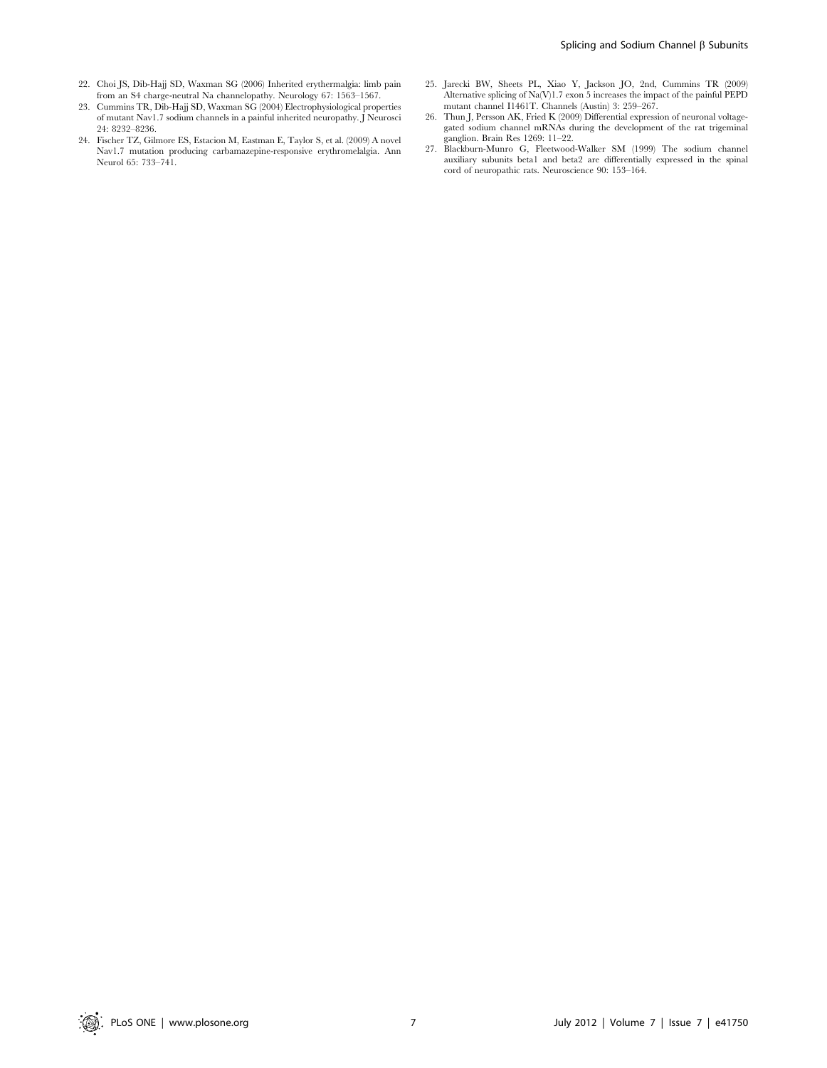22. Choi JS, Dib-Hajj SD, Waxman SG (2006) Inherited erythermalgia: limb pain from an S4 charge-neutral Na channelopathy. Neurology 67: 1563–1567.
23. Cummins TR, Dib-Hajj SD, Waxman SG (2004) Electrophysiological properties of mutant Nav1.7 sodium channels in a painful inherited neuropathy. J Neurosci 24: 8232–8236.
24. Fischer TZ, Gilmore ES, Estacion M, Eastman E, Taylor S, et al. (2009) A novel Nav1.7 mutation producing carbamazepine-responsive erythromelalgia. Ann Neurol 65: 733–741.
25. Jarecki BW, Sheets PL, Xiao Y, Jackson JO, 2nd, Cummins TR (2009) Alternative splicing of Na(V)1.7 exon 5 increases the impact of the painful PEPD mutant channel I1461T. Channels (Austin) 3: 259–267.
26. Thun J, Persson AK, Fried K (2009) Differential expression of neuronal voltage-gated sodium channel mRNAs during the development of the rat trigeminal ganglion. Brain Res 1269: 11–22.
27. Blackburn-Munro G, Fleetwood-Walker SM (1999) The sodium channel auxiliary subunits beta1 and beta2 are differentially expressed in the spinal cord of neuropathic rats. Neuroscience 90: 153–164.